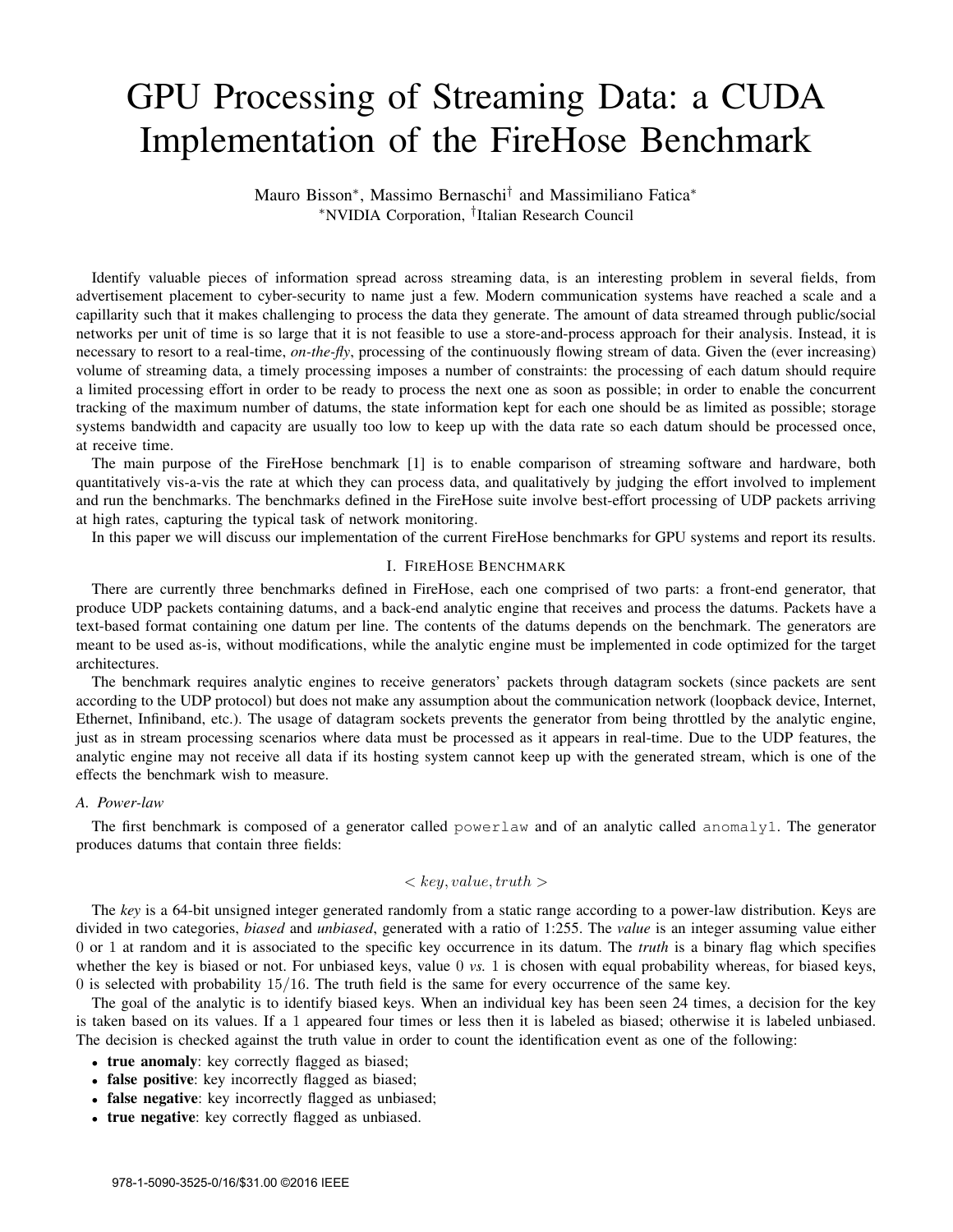# GPU Processing of Streaming Data: a CUDA Implementation of the FireHose Benchmark

Mauro Bisson*, Massimo Bernaschi† and Massimiliano Fatica*

*NVIDIA Corporation, †Italian Research Council

Identify valuable pieces of information spread across streaming data, is an interesting problem in several fields, from advertisement placement to cyber-security to name just a few. Modern communication systems have reached a scale and a capillarity such that it makes challenging to process the data they generate. The amount of data streamed through public/social networks per unit of time is so large that it is not feasible to use a store-and-process approach for their analysis. Instead, it is necessary to resort to a real-time, *on-the-fly*, processing of the continuously flowing stream of data. Given the (ever increasing) volume of streaming data, a timely processing imposes a number of constraints: the processing of each datum should require a limited processing effort in order to be ready to process the next one as soon as possible; in order to enable the concurrent tracking of the maximum number of datums, the state information kept for each one should be as limited as possible; storage systems bandwidth and capacity are usually too low to keep up with the data rate so each datum should be processed once, at receive time.

The main purpose of the FireHose benchmark [1] is to enable comparison of streaming software and hardware, both quantitatively vis-a-vis the rate at which they can process data, and qualitatively by judging the effort involved to implement and run the benchmarks. The benchmarks defined in the FireHose suite involve best-effort processing of UDP packets arriving at high rates, capturing the typical task of network monitoring.

In this paper we will discuss our implementation of the current FireHose benchmarks for GPU systems and report its results.

## I. FireHose Benchmark

There are currently three benchmarks defined in FireHose, each one comprised of two parts: a front-end generator, that produce UDP packets containing datums, and a back-end analytic engine that receives and process the datums. Packets have a text-based format containing one datum per line. The contents of the datums depends on the benchmark. The generators are meant to be used as-is, without modifications, while the analytic engine must be implemented in code optimized for the target architectures.

The benchmark requires analytic engines to receive generators' packets through datagram sockets (since packets are sent according to the UDP protocol) but does not make any assumption about the communication network (loopback device, Internet, Ethernet, Infiniband, etc.). The usage of datagram sockets prevents the generator from being throttled by the analytic engine, just as in stream processing scenarios where data must be processed as it appears in real-time. Due to the UDP features, the analytic engine may not receive all data if its hosting system cannot keep up with the generated stream, which is one of the effects the benchmark wish to measure.

### A. Power-law

The first benchmark is composed of a generator called `powerlaw` and of an analytic called `anomaly1`. The generator produces datums that contain three fields:

$$< key, value, truth >$$

The *key* is a 64-bit unsigned integer generated randomly from a static range according to a power-law distribution. Keys are divided in two categories, *biased* and *unbiased*, generated with a ratio of 1:255. The *value* is an integer assuming value either 0 or 1 at random and it is associated to the specific key occurrence in its datum. The *truth* is a binary flag which specifies whether the key is biased or not. For unbiased keys, value 0 *vs.* 1 is chosen with equal probability whereas, for biased keys, 0 is selected with probability $15/16$. The truth field is the same for every occurrence of the same key.

The goal of the analytic is to identify biased keys. When an individual key has been seen 24 times, a decision for the key is taken based on its values. If a 1 appeared four times or less then it is labeled as biased; otherwise it is labeled unbiased. The decision is checked against the truth value in order to count the identification event as one of the following:

- **true anomaly**: key correctly flagged as biased;
- **false positive**: key incorrectly flagged as biased;
- **false negative**: key incorrectly flagged as unbiased;
- **true negative**: key correctly flagged as unbiased.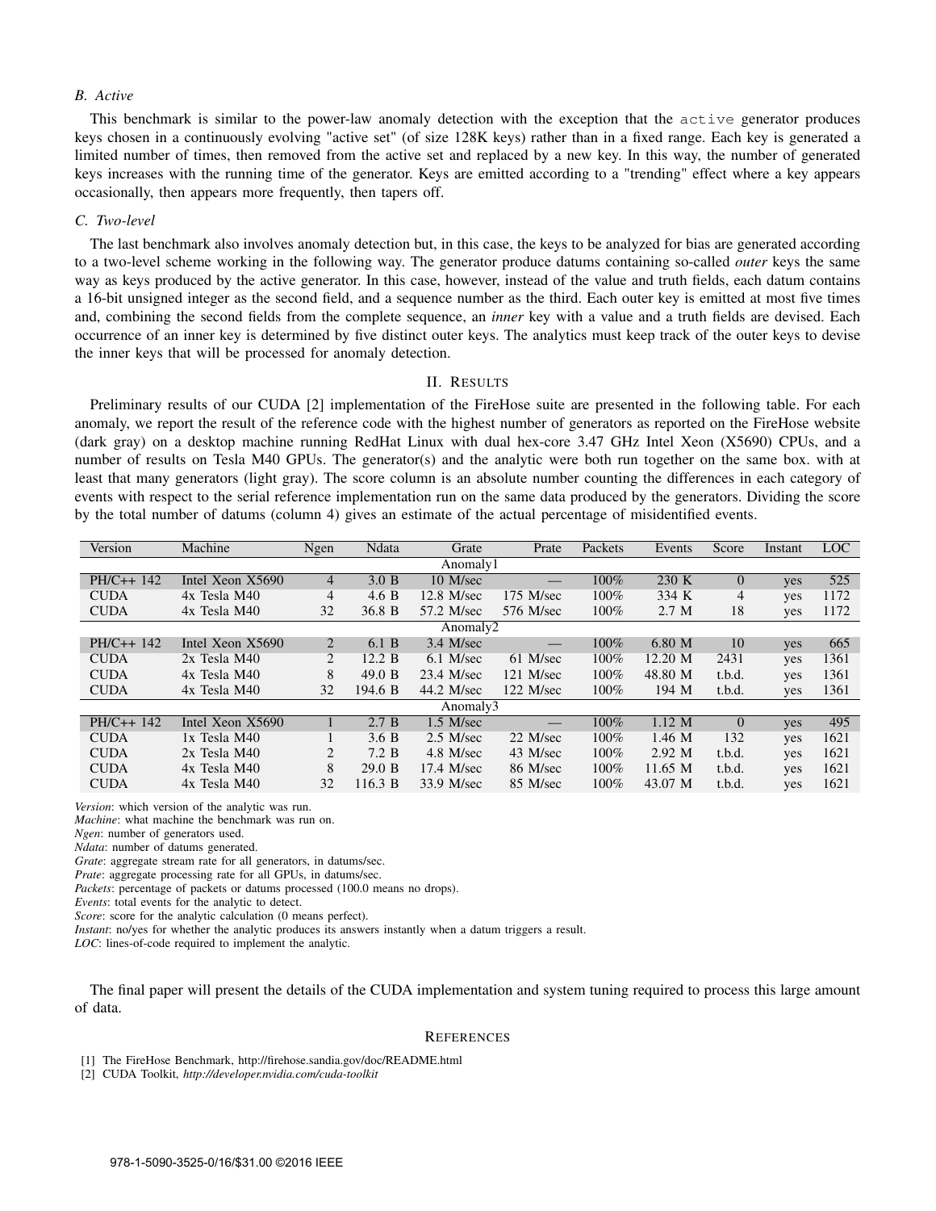### B. Active

This benchmark is similar to the power-law anomaly detection with the exception that the `active` generator produces keys chosen in a continuously evolving "active set" (of size 128K keys) rather than in a fixed range. Each key is generated a limited number of times, then removed from the active set and replaced by a new key. In this way, the number of generated keys increases with the running time of the generator. Keys are emitted according to a "trending" effect where a key appears occasionally, then appears more frequently, then tapers off.

### C. Two-level

The last benchmark also involves anomaly detection but, in this case, the keys to be analyzed for bias are generated according to a two-level scheme working in the following way. The generator produce datums containing so-called *outer* keys the same way as keys produced by the active generator. In this case, however, instead of the value and truth fields, each datum contains a 16-bit unsigned integer as the second field, and a sequence number as the third. Each outer key is emitted at most five times and, combining the second fields from the complete sequence, an *inner* key with a value and a truth fields are devised. Each occurrence of an inner key is determined by five distinct outer keys. The analytics must keep track of the outer keys to devise the inner keys that will be processed for anomaly detection.

## II. Results

Preliminary results of our CUDA [2] implementation of the FireHose suite are presented in the following table. For each anomaly, we report the result of the reference code with the highest number of generators as reported on the FireHose website (dark gray) on a desktop machine running RedHat Linux with dual hex-core 3.47 GHz Intel Xeon (X5690) CPUs, and a number of results on Tesla M40 GPUs. The generator(s) and the analytic were both run together on the same box. with at least that many generators (light gray). The score column is an absolute number counting the differences in each category of events with respect to the serial reference implementation run on the same data produced by the generators. Dividing the score by the total number of datums (column 4) gives an estimate of the actual percentage of misidentified events.

| Version | Machine | Ngen | Ndata | Grate | Prate | Packets | Events | Score | Instant | LOC |
|---|---|---|---|---|---|---|---|---|---|---|
| | | | | Anomaly1 | | | | | | |
| PH/C++ 142 | Intel Xeon X5690 | 4 | 3.0 B | 10 M/sec | — | 100% | 230 K | 0 | yes | 525 |
| CUDA | 4x Tesla M40 | 4 | 4.6 B | 12.8 M/sec | 175 M/sec | 100% | 334 K | 4 | yes | 1172 |
| CUDA | 4x Tesla M40 | 32 | 36.8 B | 57.2 M/sec | 576 M/sec | 100% | 2.7 M | 18 | yes | 1172 |
| | | | | Anomaly2 | | | | | | |
| PH/C++ 142 | Intel Xeon X5690 | 2 | 6.1 B | 3.4 M/sec | — | 100% | 6.80 M | 10 | yes | 665 |
| CUDA | 2x Tesla M40 | 2 | 12.2 B | 6.1 M/sec | 61 M/sec | 100% | 12.20 M | 2431 | yes | 1361 |
| CUDA | 4x Tesla M40 | 8 | 49.0 B | 23.4 M/sec | 121 M/sec | 100% | 48.80 M | t.b.d. | yes | 1361 |
| CUDA | 4x Tesla M40 | 32 | 194.6 B | 44.2 M/sec | 122 M/sec | 100% | 194 M | t.b.d. | yes | 1361 |
| | | | | Anomaly3 | | | | | | |
| PH/C++ 142 | Intel Xeon X5690 | 1 | 2.7 B | 1.5 M/sec | — | 100% | 1.12 M | 0 | yes | 495 |
| CUDA | 1x Tesla M40 | 1 | 3.6 B | 2.5 M/sec | 22 M/sec | 100% | 1.46 M | 132 | yes | 1621 |
| CUDA | 2x Tesla M40 | 2 | 7.2 B | 4.8 M/sec | 43 M/sec | 100% | 2.92 M | t.b.d. | yes | 1621 |
| CUDA | 4x Tesla M40 | 8 | 29.0 B | 17.4 M/sec | 86 M/sec | 100% | 11.65 M | t.b.d. | yes | 1621 |
| CUDA | 4x Tesla M40 | 32 | 116.3 B | 33.9 M/sec | 85 M/sec | 100% | 43.07 M | t.b.d. | yes | 1621 |

*Version*: which version of the analytic was run.
*Machine*: what machine the benchmark was run on.
*Ngen*: number of generators used.
*Ndata*: number of datums generated.
*Grate*: aggregate stream rate for all generators, in datums/sec.
*Prate*: aggregate processing rate for all GPUs, in datums/sec.
*Packets*: percentage of packets or datums processed (100.0 means no drops).
*Events*: total events for the analytic to detect.
*Score*: score for the analytic calculation (0 means perfect).
*Instant*: no/yes for whether the analytic produces its answers instantly when a datum triggers a result.
*LOC*: lines-of-code required to implement the analytic.

The final paper will present the details of the CUDA implementation and system tuning required to process this large amount of data.

## References

[1] The FireHose Benchmark, http://firehose.sandia.gov/doc/README.html
[2] CUDA Toolkit, *http://developer.nvidia.com/cuda-toolkit*

978-1-5090-3525-0/16/$31.00 ©2016 IEEE